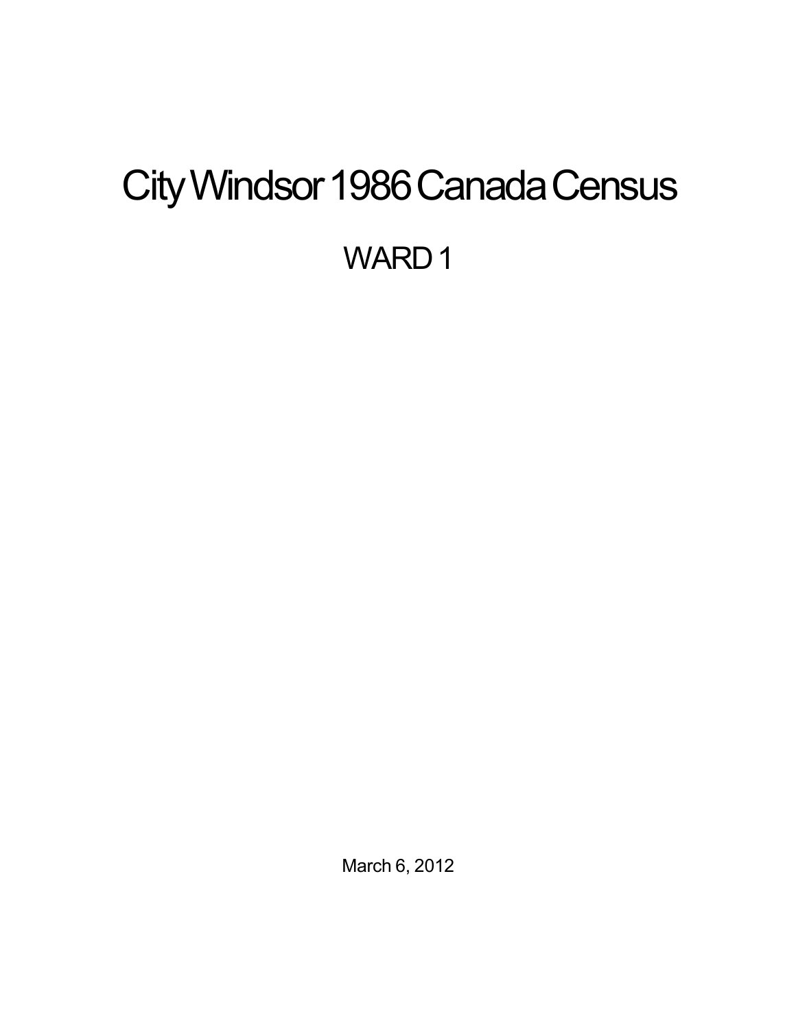# City Windsor 1986 Canada Census

## WARD 1

March 6, 2012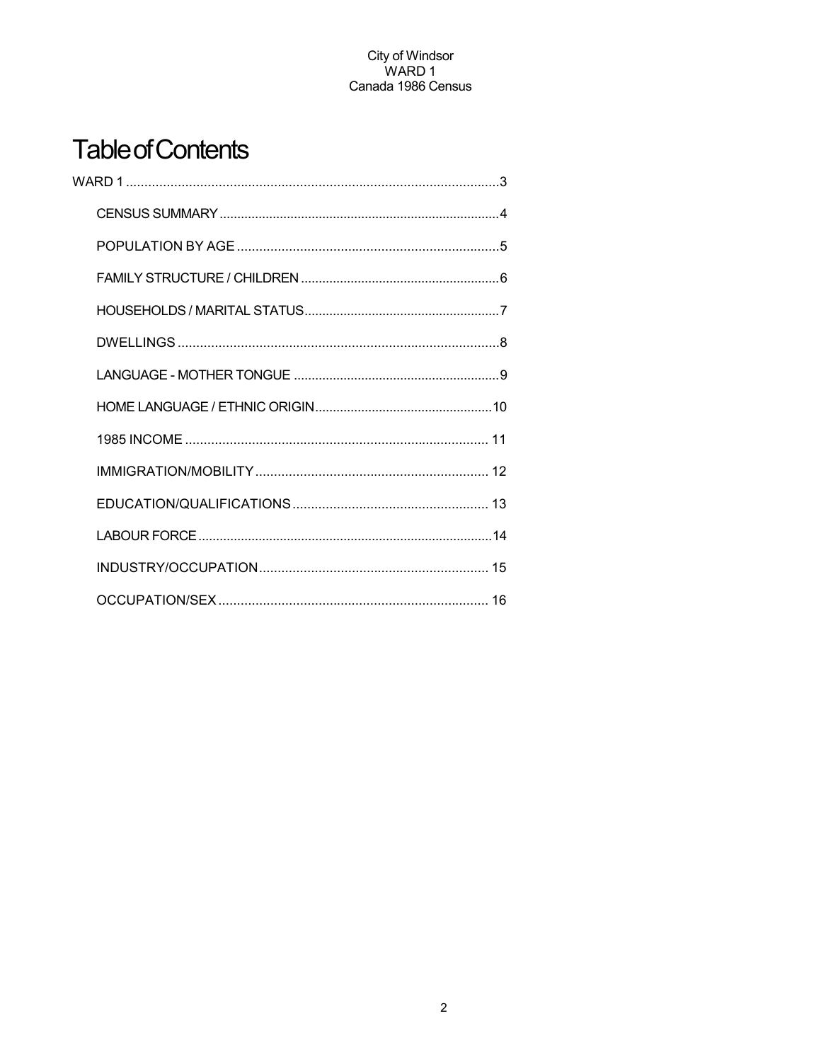# Table of Contents

WARD 1 .......................................................................................................3

- CENSUS SUMMARY .............................................................................4
- POPULATION BY AGE ........................................................................5
- FAMILY STRUCTURE / CHILDREN .......................................................6
- HOUSEHOLDS / MARITAL STATUS......................................................7
- DWELLINGS ........................................................................................8
- LANGUAGE - MOTHER TONGUE .........................................................9
- HOME LANGUAGE / ETHNIC ORIGIN.................................................10
- 1985 INCOME .................................................................................. 11
- IMMIGRATION/MOBILITY ................................................................ 12
- EDUCATION/QUALIFICATIONS ..................................................... 13
- LABOUR FORCE .................................................................................14
- INDUSTRY/OCCUPATION.............................................................. 15
- OCCUPATION/SEX ......................................................................... 16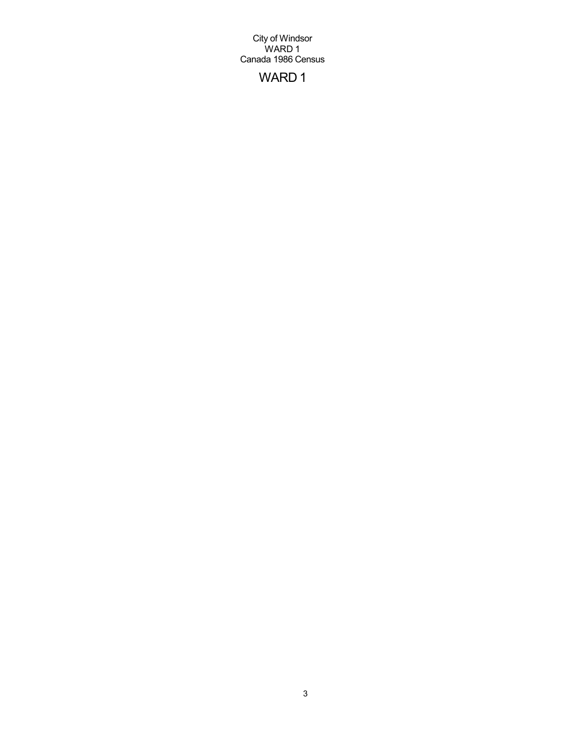City of Windsor
WARD 1
Canada 1986 Census

# WARD 1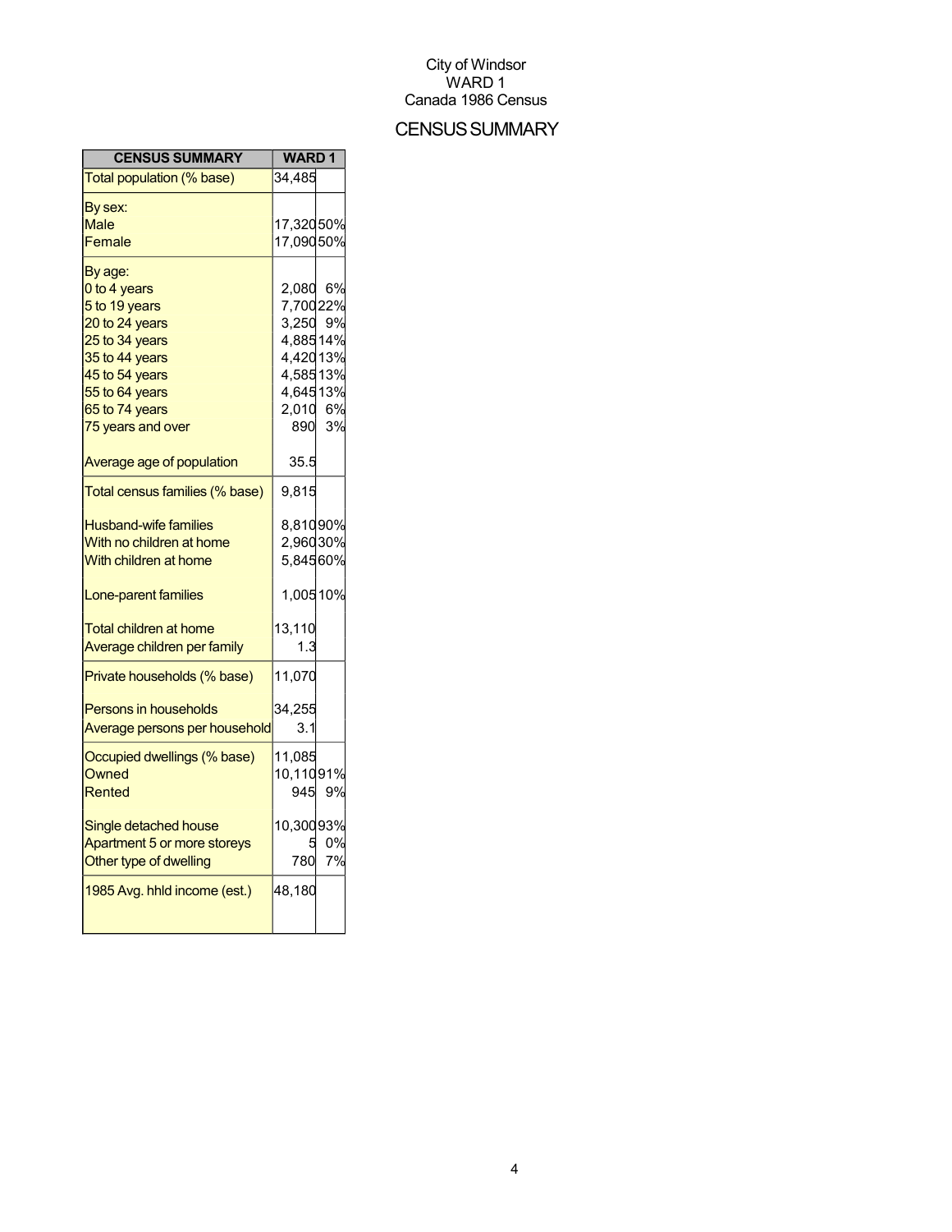City of Windsor
WARD 1
Canada 1986 Census

# CENSUS SUMMARY

| CENSUS SUMMARY | WARD 1 | |
|---|---|---|
| Total population (% base) | 34,485 | |
| By sex: | | |
| Male | 17,320 | 50% |
| Female | 17,090 | 50% |
| By age: | | |
| 0 to 4 years | 2,080 | 6% |
| 5 to 19 years | 7,700 | 22% |
| 20 to 24 years | 3,250 | 9% |
| 25 to 34 years | 4,885 | 14% |
| 35 to 44 years | 4,420 | 13% |
| 45 to 54 years | 4,585 | 13% |
| 55 to 64 years | 4,645 | 13% |
| 65 to 74 years | 2,010 | 6% |
| 75 years and over | 890 | 3% |
| Average age of population | 35.5 | |
| Total census families (% base) | 9,815 | |
| Husband-wife families | 8,810 | 90% |
| With no children at home | 2,960 | 30% |
| With children at home | 5,845 | 60% |
| Lone-parent families | 1,005 | 10% |
| Total children at home | 13,110 | |
| Average children per family | 1.3 | |
| Private households (% base) | 11,070 | |
| Persons in households | 34,255 | |
| Average persons per household | 3.1 | |
| Occupied dwellings (% base) | 11,085 | |
| Owned | 10,110 | 91% |
| Rented | 945 | 9% |
| Single detached house | 10,300 | 93% |
| Apartment 5 or more storeys | 5 | 0% |
| Other type of dwelling | 780 | 7% |
| 1985 Avg. hhld income (est.) | 48,180 | |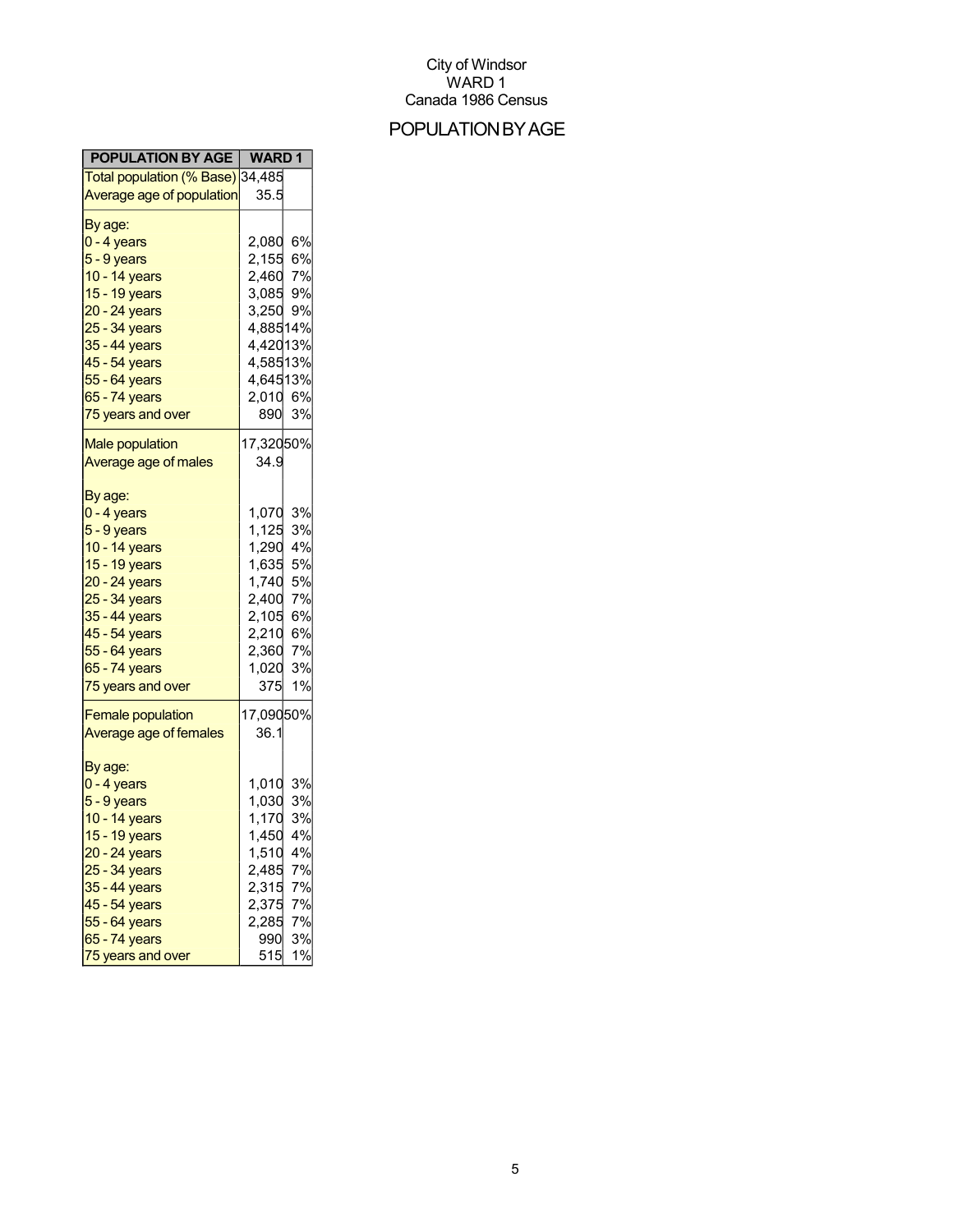City of Windsor
WARD 1
Canada 1986 Census

# POPULATION BY AGE

| POPULATION BY AGE | WARD 1 | |
|---|---|---|
| Total population (% Base) | 34,485 | |
| Average age of population | 35.5 | |
| By age: | | |
| 0 - 4 years | 2,080 | 6% |
| 5 - 9 years | 2,155 | 6% |
| 10 - 14 years | 2,460 | 7% |
| 15 - 19 years | 3,085 | 9% |
| 20 - 24 years | 3,250 | 9% |
| 25 - 34 years | 4,885 | 14% |
| 35 - 44 years | 4,420 | 13% |
| 45 - 54 years | 4,585 | 13% |
| 55 - 64 years | 4,645 | 13% |
| 65 - 74 years | 2,010 | 6% |
| 75 years and over | 890 | 3% |
| Male population | 17,320 | 50% |
| Average age of males | 34.9 | |
| By age: | | |
| 0 - 4 years | 1,070 | 3% |
| 5 - 9 years | 1,125 | 3% |
| 10 - 14 years | 1,290 | 4% |
| 15 - 19 years | 1,635 | 5% |
| 20 - 24 years | 1,740 | 5% |
| 25 - 34 years | 2,400 | 7% |
| 35 - 44 years | 2,105 | 6% |
| 45 - 54 years | 2,210 | 6% |
| 55 - 64 years | 2,360 | 7% |
| 65 - 74 years | 1,020 | 3% |
| 75 years and over | 375 | 1% |
| Female population | 17,090 | 50% |
| Average age of females | 36.1 | |
| By age: | | |
| 0 - 4 years | 1,010 | 3% |
| 5 - 9 years | 1,030 | 3% |
| 10 - 14 years | 1,170 | 3% |
| 15 - 19 years | 1,450 | 4% |
| 20 - 24 years | 1,510 | 4% |
| 25 - 34 years | 2,485 | 7% |
| 35 - 44 years | 2,315 | 7% |
| 45 - 54 years | 2,375 | 7% |
| 55 - 64 years | 2,285 | 7% |
| 65 - 74 years | 990 | 3% |
| 75 years and over | 515 | 1% |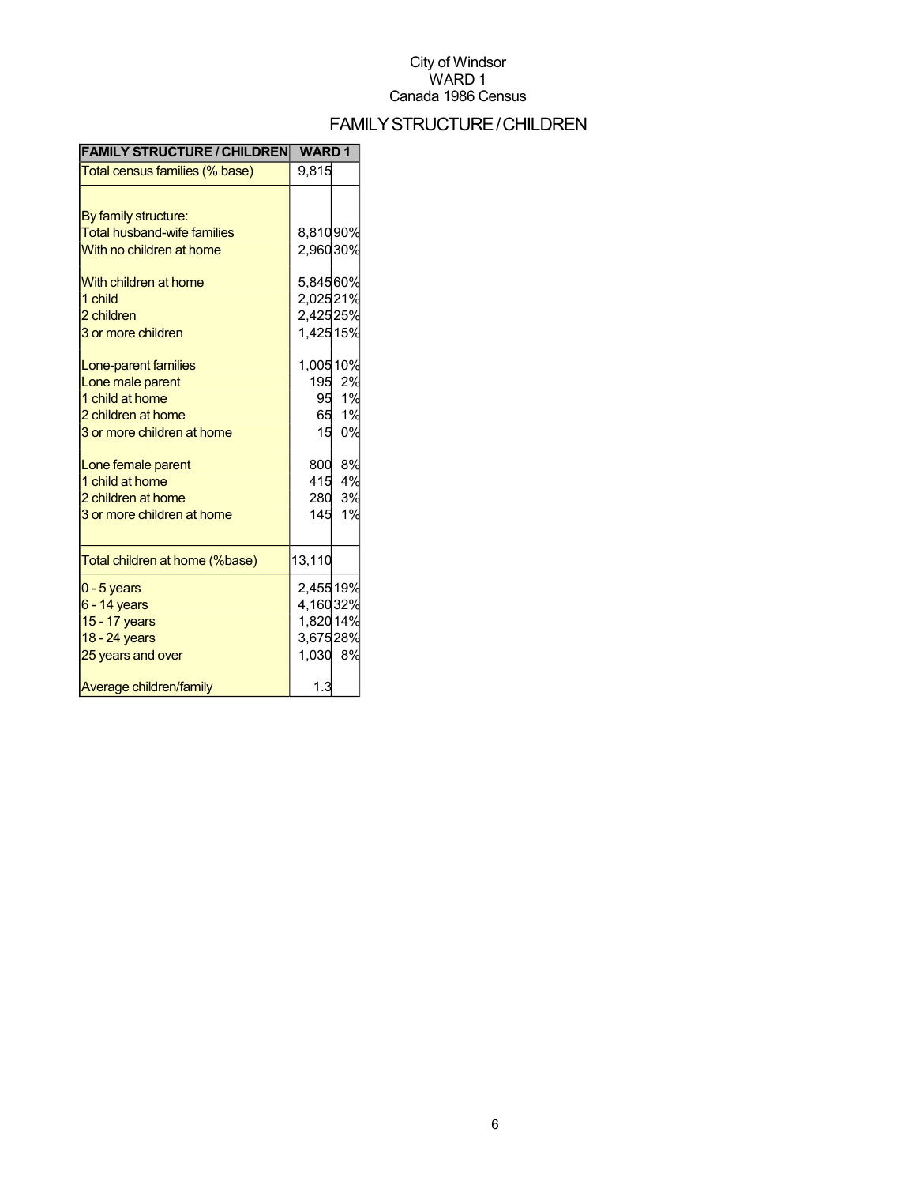City of Windsor
WARD 1
Canada 1986 Census

# FAMILY STRUCTURE / CHILDREN

| FAMILY STRUCTURE / CHILDREN | WARD 1 | |
|---|---|---|
| Total census families (% base) | 9,815 | |
| | | |
| By family structure: | | |
| Total husband-wife families | 8,810 | 90% |
| With no children at home | 2,960 | 30% |
| | | |
| With children at home | 5,845 | 60% |
| 1 child | 2,025 | 21% |
| 2 children | 2,425 | 25% |
| 3 or more children | 1,425 | 15% |
| | | |
| Lone-parent families | 1,005 | 10% |
| Lone male parent | 195 | 2% |
| 1 child at home | 95 | 1% |
| 2 children at home | 65 | 1% |
| 3 or more children at home | 15 | 0% |
| | | |
| Lone female parent | 800 | 8% |
| 1 child at home | 415 | 4% |
| 2 children at home | 280 | 3% |
| 3 or more children at home | 145 | 1% |
| | | |
| Total children at home (%base) | 13,110 | |
| 0 - 5 years | 2,455 | 19% |
| 6 - 14 years | 4,160 | 32% |
| 15 - 17 years | 1,820 | 14% |
| 18 - 24 years | 3,675 | 28% |
| 25 years and over | 1,030 | 8% |
| | | |
| Average children/family | 1.3 | |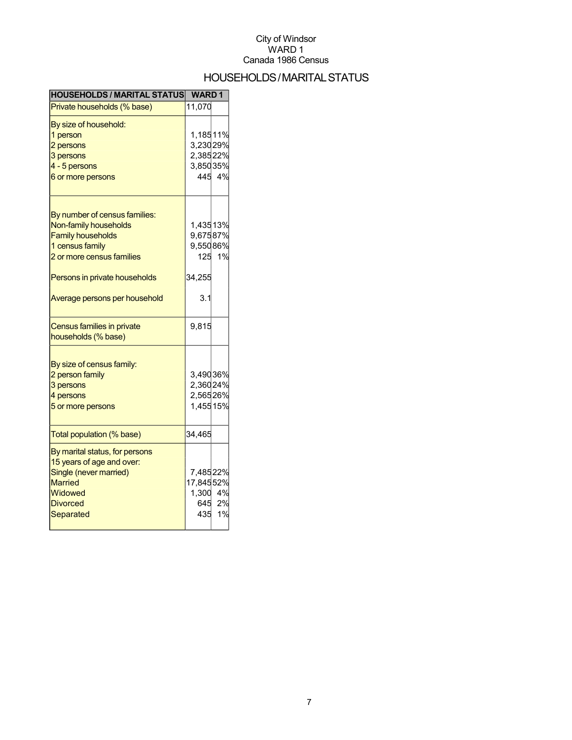City of Windsor
WARD 1
Canada 1986 Census

# HOUSEHOLDS / MARITAL STATUS

| HOUSEHOLDS / MARITAL STATUS | WARD 1 | |
|---|---|---|
| Private households (% base) | 11,070 | |
| By size of household: | | |
| 1 person | 1,185 | 11% |
| 2 persons | 3,230 | 29% |
| 3 persons | 2,385 | 22% |
| 4 - 5 persons | 3,850 | 35% |
| 6 or more persons | 445 | 4% |
| By number of census families: | | |
| Non-family households | 1,435 | 13% |
| Family households | 9,675 | 87% |
| 1 census family | 9,550 | 86% |
| 2 or more census families | 125 | 1% |
| Persons in private households | 34,255 | |
| Average persons per household | 3.1 | |
| Census families in private households (% base) | 9,815 | |
| By size of census family: | | |
| 2 person family | 3,490 | 36% |
| 3 persons | 2,360 | 24% |
| 4 persons | 2,565 | 26% |
| 5 or more persons | 1,455 | 15% |
| Total population (% base) | 34,465 | |
| By marital status, for persons 15 years of age and over: | | |
| Single (never married) | 7,485 | 22% |
| Married | 17,845 | 52% |
| Widowed | 1,300 | 4% |
| Divorced | 645 | 2% |
| Separated | 435 | 1% |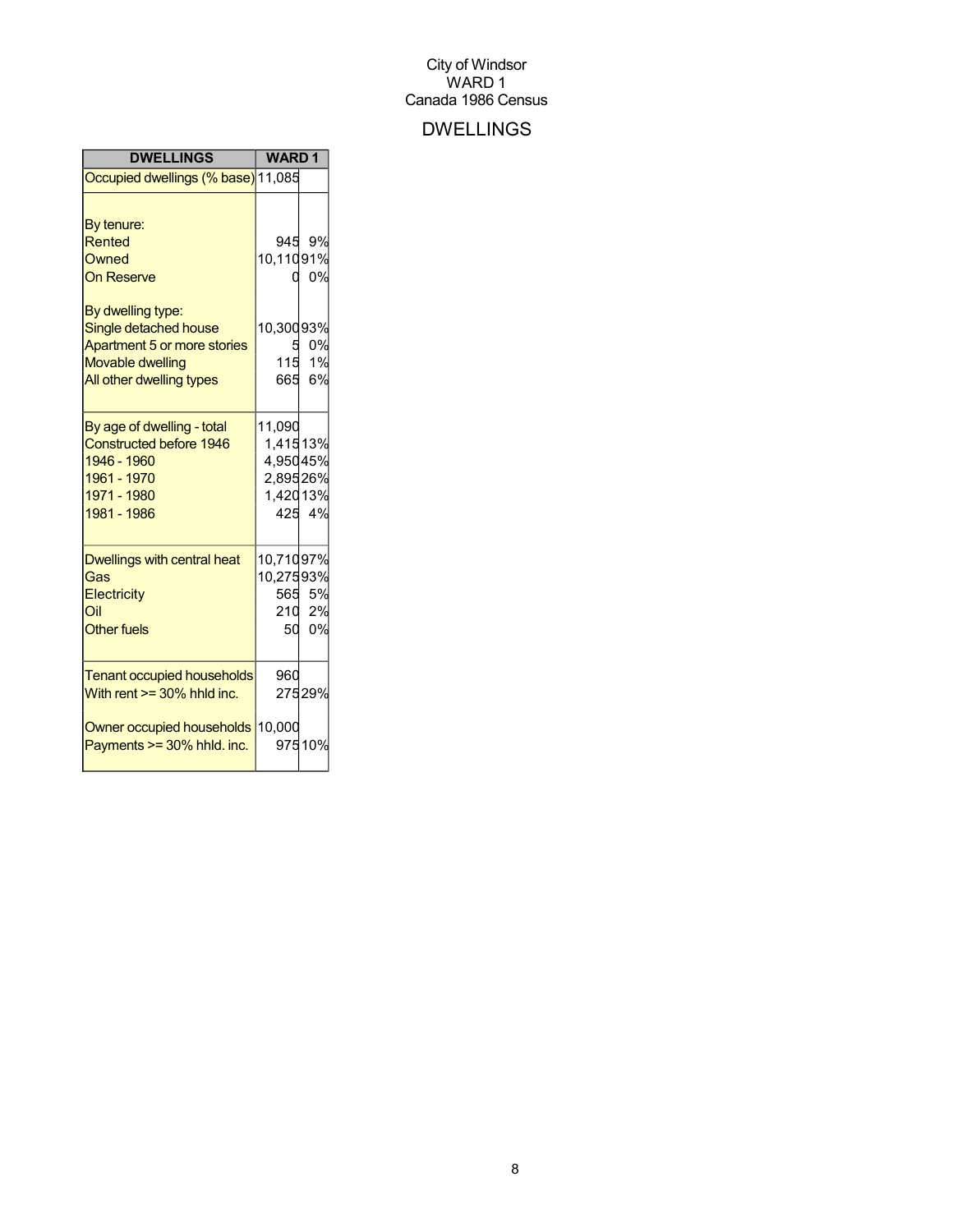City of Windsor
WARD 1
Canada 1986 Census

# DWELLINGS

| DWELLINGS | WARD 1 | |
|---|---|---|
| Occupied dwellings (% base) | 11,085 | |
| | | |
| By tenure: | | |
| Rented | 945 | 9% |
| Owned | 10,110 | 91% |
| On Reserve | 0 | 0% |
| | | |
| By dwelling type: | | |
| Single detached house | 10,300 | 93% |
| Apartment 5 or more stories | 5 | 0% |
| Movable dwelling | 115 | 1% |
| All other dwelling types | 665 | 6% |
| | | |
| By age of dwelling - total | 11,090 | |
| Constructed before 1946 | 1,415 | 13% |
| 1946 - 1960 | 4,950 | 45% |
| 1961 - 1970 | 2,895 | 26% |
| 1971 - 1980 | 1,420 | 13% |
| 1981 - 1986 | 425 | 4% |
| | | |
| Dwellings with central heat | 10,710 | 97% |
| Gas | 10,275 | 93% |
| Electricity | 565 | 5% |
| Oil | 210 | 2% |
| Other fuels | 50 | 0% |
| | | |
| Tenant occupied households | 960 | |
| With rent >= 30% hhld inc. | 275 | 29% |
| | | |
| Owner occupied households | 10,000 | |
| Payments >= 30% hhld. inc. | 975 | 10% |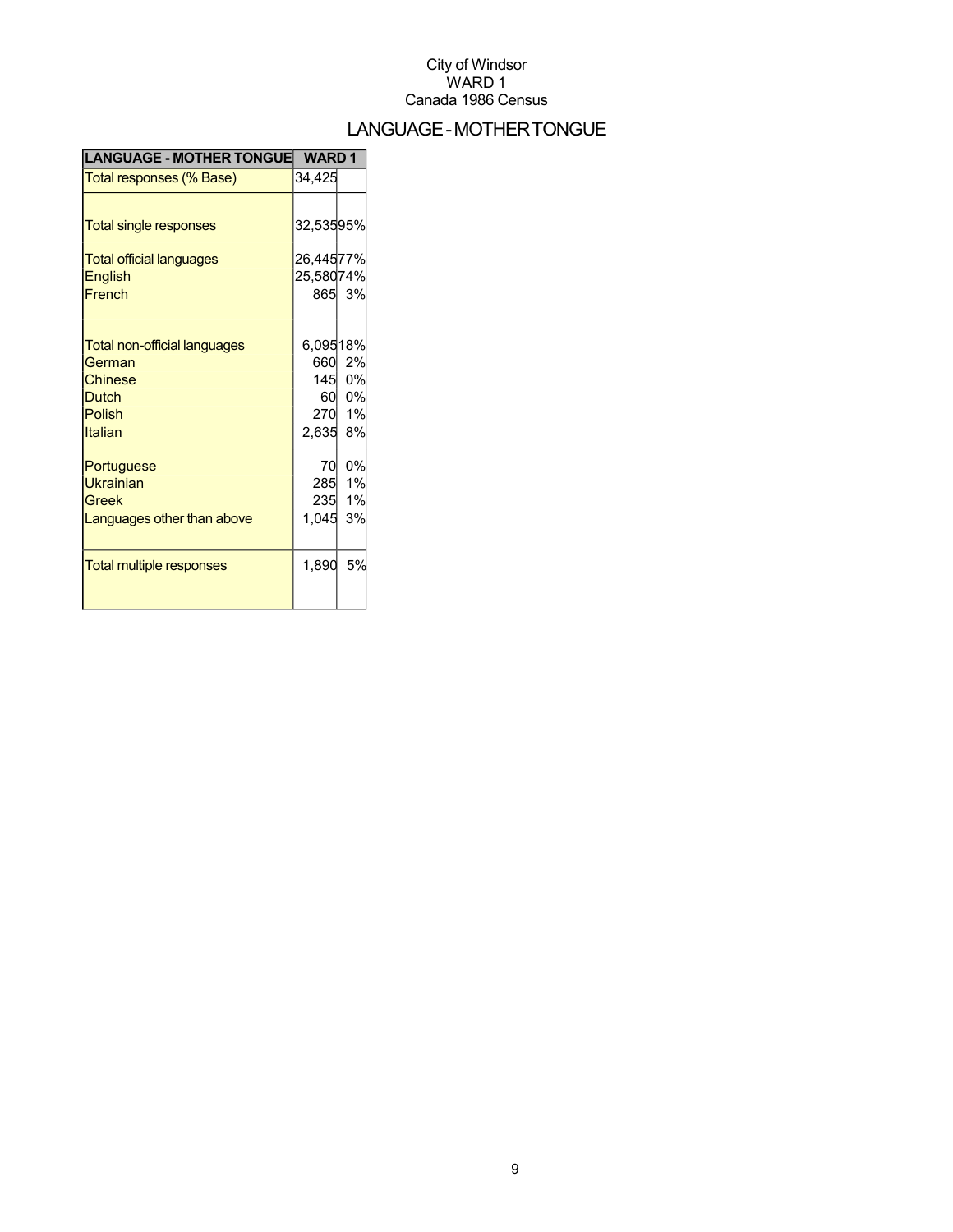City of Windsor
WARD 1
Canada 1986 Census

# LANGUAGE - MOTHER TONGUE

| LANGUAGE - MOTHER TONGUE | WARD 1 | |
|---|---|---|
| Total responses (% Base) | 34,425 | |
| Total single responses | 32,535 | 95% |
| Total official languages | 26,445 | 77% |
| English | 25,580 | 74% |
| French | 865 | 3% |
| Total non-official languages | 6,095 | 18% |
| German | 660 | 2% |
| Chinese | 145 | 0% |
| Dutch | 60 | 0% |
| Polish | 270 | 1% |
| Italian | 2,635 | 8% |
| Portuguese | 70 | 0% |
| Ukrainian | 285 | 1% |
| Greek | 235 | 1% |
| Languages other than above | 1,045 | 3% |
| Total multiple responses | 1,890 | 5% |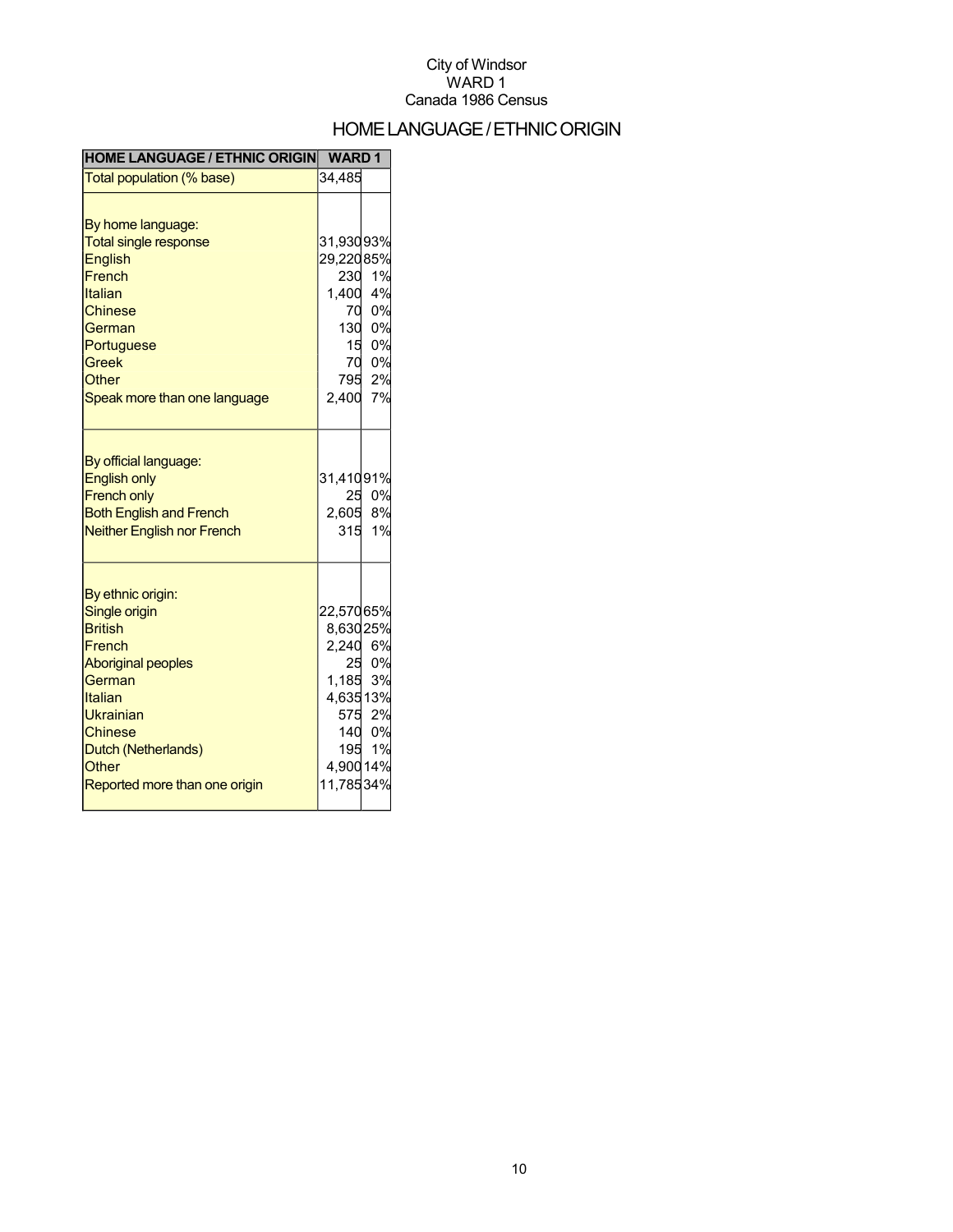City of Windsor
WARD 1
Canada 1986 Census

# HOME LANGUAGE / ETHNIC ORIGIN

| HOME LANGUAGE / ETHNIC ORIGIN | WARD 1 | |
|---|---|---|
| Total population (% base) | 34,485 | |
| | | |
| By home language: | | |
| Total single response | 31,930 | 93% |
| English | 29,220 | 85% |
| French | 230 | 1% |
| Italian | 1,400 | 4% |
| Chinese | 70 | 0% |
| German | 130 | 0% |
| Portuguese | 15 | 0% |
| Greek | 70 | 0% |
| Other | 795 | 2% |
| Speak more than one language | 2,400 | 7% |
| | | |
| By official language: | | |
| English only | 31,410 | 91% |
| French only | 25 | 0% |
| Both English and French | 2,605 | 8% |
| Neither English nor French | 315 | 1% |
| | | |
| By ethnic origin: | | |
| Single origin | 22,570 | 65% |
| British | 8,630 | 25% |
| French | 2,240 | 6% |
| Aboriginal peoples | 25 | 0% |
| German | 1,185 | 3% |
| Italian | 4,635 | 13% |
| Ukrainian | 575 | 2% |
| Chinese | 140 | 0% |
| Dutch (Netherlands) | 195 | 1% |
| Other | 4,900 | 14% |
| Reported more than one origin | 11,785 | 34% |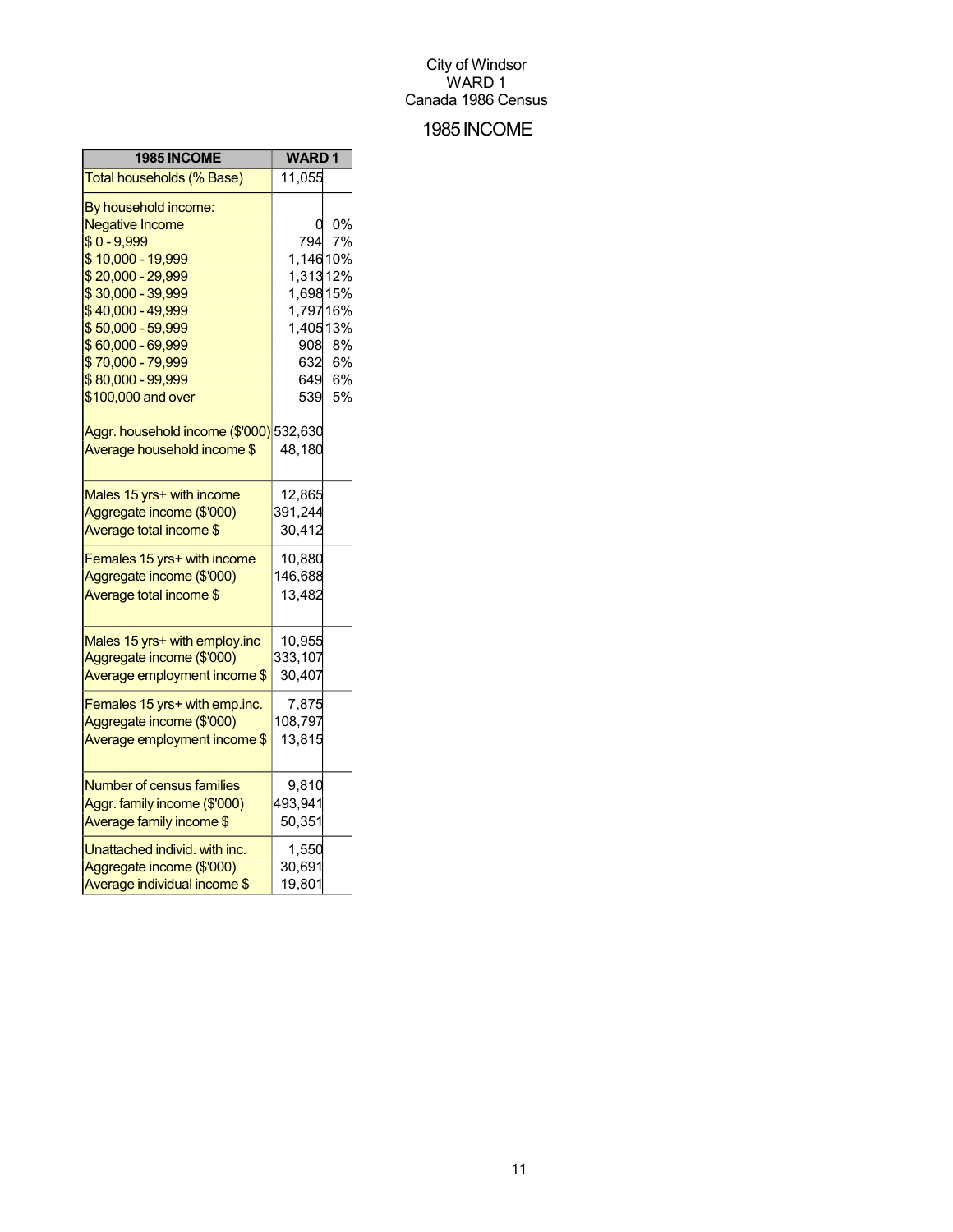City of Windsor
WARD 1
Canada 1986 Census

# 1985 INCOME

| 1985 INCOME | WARD 1 | |
|---|---|---|
| Total households (% Base) | 11,055 | |
| By household income: | | |
| Negative Income | 0 | 0% |
| $ 0 - 9,999 | 794 | 7% |
| $ 10,000 - 19,999 | 1,146 | 10% |
| $ 20,000 - 29,999 | 1,313 | 12% |
| $ 30,000 - 39,999 | 1,698 | 15% |
| $ 40,000 - 49,999 | 1,797 | 16% |
| $ 50,000 - 59,999 | 1,405 | 13% |
| $ 60,000 - 69,999 | 908 | 8% |
| $ 70,000 - 79,999 | 632 | 6% |
| $ 80,000 - 99,999 | 649 | 6% |
| $100,000 and over | 539 | 5% |
| Aggr. household income ($'000) | 532,630 | |
| Average household income $ | 48,180 | |
| Males 15 yrs+ with income | 12,865 | |
| Aggregate income ($'000) | 391,244 | |
| Average total income $ | 30,412 | |
| Females 15 yrs+ with income | 10,880 | |
| Aggregate income ($'000) | 146,688 | |
| Average total income $ | 13,482 | |
| Males 15 yrs+ with employ.inc | 10,955 | |
| Aggregate income ($'000) | 333,107 | |
| Average employment income $ | 30,407 | |
| Females 15 yrs+ with emp.inc. | 7,875 | |
| Aggregate income ($'000) | 108,797 | |
| Average employment income $ | 13,815 | |
| Number of census families | 9,810 | |
| Aggr. family income ($'000) | 493,941 | |
| Average family income $ | 50,351 | |
| Unattached individ. with inc. | 1,550 | |
| Aggregate income ($'000) | 30,691 | |
| Average individual income $ | 19,801 | |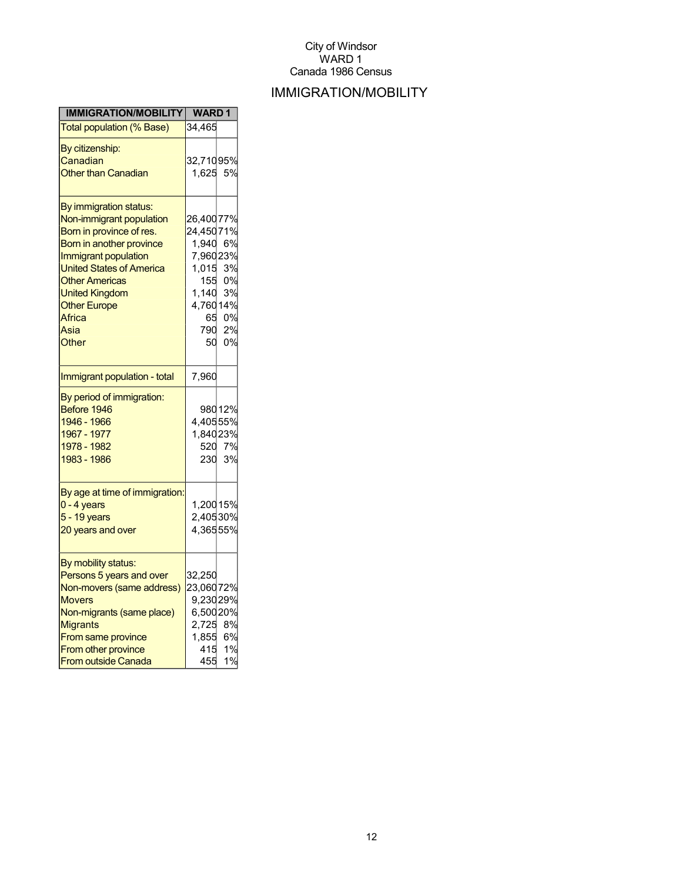City of Windsor
WARD 1
Canada 1986 Census

# IMMIGRATION/MOBILITY

| IMMIGRATION/MOBILITY | WARD 1 | |
|---|---|---|
| Total population (% Base) | 34,465 | |
| By citizenship: | | |
| Canadian | 32,710 | 95% |
| Other than Canadian | 1,625 | 5% |
| By immigration status: | | |
| Non-immigrant population | 26,400 | 77% |
| Born in province of res. | 24,450 | 71% |
| Born in another province | 1,940 | 6% |
| Immigrant population | 7,960 | 23% |
| United States of America | 1,015 | 3% |
| Other Americas | 155 | 0% |
| United Kingdom | 1,140 | 3% |
| Other Europe | 4,760 | 14% |
| Africa | 65 | 0% |
| Asia | 790 | 2% |
| Other | 50 | 0% |
| Immigrant population - total | 7,960 | |
| By period of immigration: | | |
| Before 1946 | 980 | 12% |
| 1946 - 1966 | 4,405 | 55% |
| 1967 - 1977 | 1,840 | 23% |
| 1978 - 1982 | 520 | 7% |
| 1983 - 1986 | 230 | 3% |
| By age at time of immigration: | | |
| 0 - 4 years | 1,200 | 15% |
| 5 - 19 years | 2,405 | 30% |
| 20 years and over | 4,365 | 55% |
| By mobility status: | | |
| Persons 5 years and over | 32,250 | |
| Non-movers (same address) | 23,060 | 72% |
| Movers | 9,230 | 29% |
| Non-migrants (same place) | 6,500 | 20% |
| Migrants | 2,725 | 8% |
| From same province | 1,855 | 6% |
| From other province | 415 | 1% |
| From outside Canada | 455 | 1% |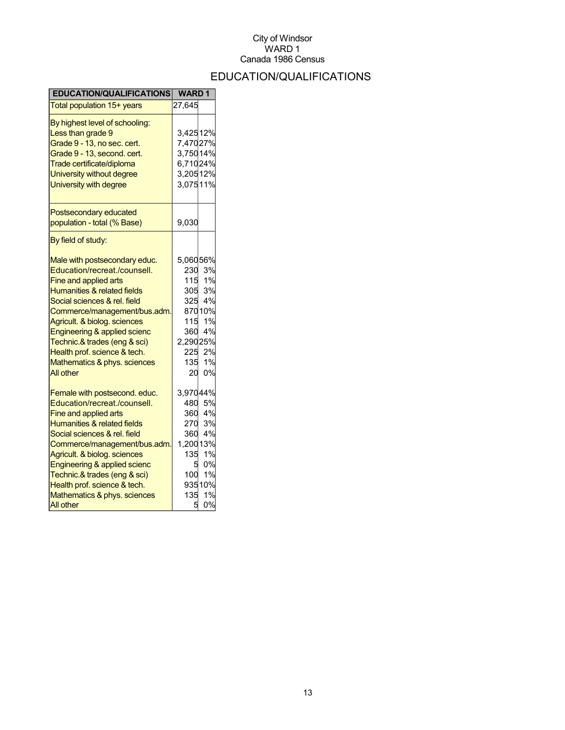City of Windsor
WARD 1
Canada 1986 Census

# EDUCATION/QUALIFICATIONS

| EDUCATION/QUALIFICATIONS | WARD 1 | |
|---|---|---|
| Total population 15+ years | 27,645 | |
| By highest level of schooling: | | |
| Less than grade 9 | 3,425 | 12% |
| Grade 9 - 13, no sec. cert. | 7,470 | 27% |
| Grade 9 - 13, second. cert. | 3,750 | 14% |
| Trade certificate/diploma | 6,710 | 24% |
| University without degree | 3,205 | 12% |
| University with degree | 3,075 | 11% |
| Postsecondary educated population - total (% Base) | 9,030 | |
| By field of study: | | |
| Male with postsecondary educ. | 5,060 | 56% |
| Education/recreat./counsell. | 230 | 3% |
| Fine and applied arts | 115 | 1% |
| Humanities & related fields | 305 | 3% |
| Social sciences & rel. field | 325 | 4% |
| Commerce/management/bus.adm. | 870 | 10% |
| Agricult. & biolog. sciences | 115 | 1% |
| Engineering & applied scienc | 360 | 4% |
| Technic.& trades (eng & sci) | 2,290 | 25% |
| Health prof. science & tech. | 225 | 2% |
| Mathematics & phys. sciences | 135 | 1% |
| All other | 20 | 0% |
| Female with postsecond. educ. | 3,970 | 44% |
| Education/recreat./counsell. | 480 | 5% |
| Fine and applied arts | 360 | 4% |
| Humanities & related fields | 270 | 3% |
| Social sciences & rel. field | 360 | 4% |
| Commerce/management/bus.adm. | 1,200 | 13% |
| Agricult. & biolog. sciences | 135 | 1% |
| Engineering & applied scienc | 5 | 0% |
| Technic.& trades (eng & sci) | 100 | 1% |
| Health prof. science & tech. | 935 | 10% |
| Mathematics & phys. sciences | 135 | 1% |
| All other | 5 | 0% |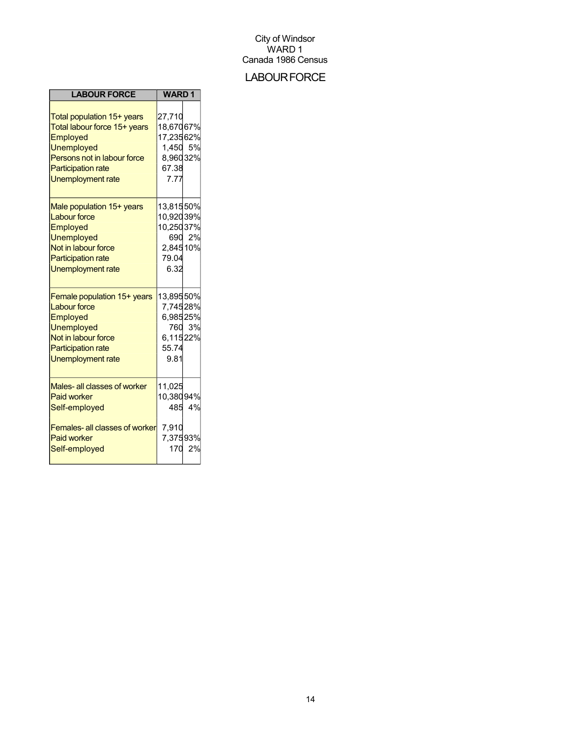City of Windsor
WARD 1
Canada 1986 Census

# LABOUR FORCE

| LABOUR FORCE | WARD 1 | |
|---|---|---|
| Total population 15+ years | 27,710 | |
| Total labour force 15+ years | 18,670 | 67% |
| Employed | 17,235 | 62% |
| Unemployed | 1,450 | 5% |
| Persons not in labour force | 8,960 | 32% |
| Participation rate | 67.38 | |
| Unemployment rate | 7.77 | |
| Male population 15+ years | 13,815 | 50% |
| Labour force | 10,920 | 39% |
| Employed | 10,250 | 37% |
| Unemployed | 690 | 2% |
| Not in labour force | 2,845 | 10% |
| Participation rate | 79.04 | |
| Unemployment rate | 6.32 | |
| Female population 15+ years | 13,895 | 50% |
| Labour force | 7,745 | 28% |
| Employed | 6,985 | 25% |
| Unemployed | 760 | 3% |
| Not in labour force | 6,115 | 22% |
| Participation rate | 55.74 | |
| Unemployment rate | 9.81 | |
| Males- all classes of worker | 11,025 | |
| Paid worker | 10,380 | 94% |
| Self-employed | 485 | 4% |
| Females- all classes of worker | 7,910 | |
| Paid worker | 7,375 | 93% |
| Self-employed | 170 | 2% |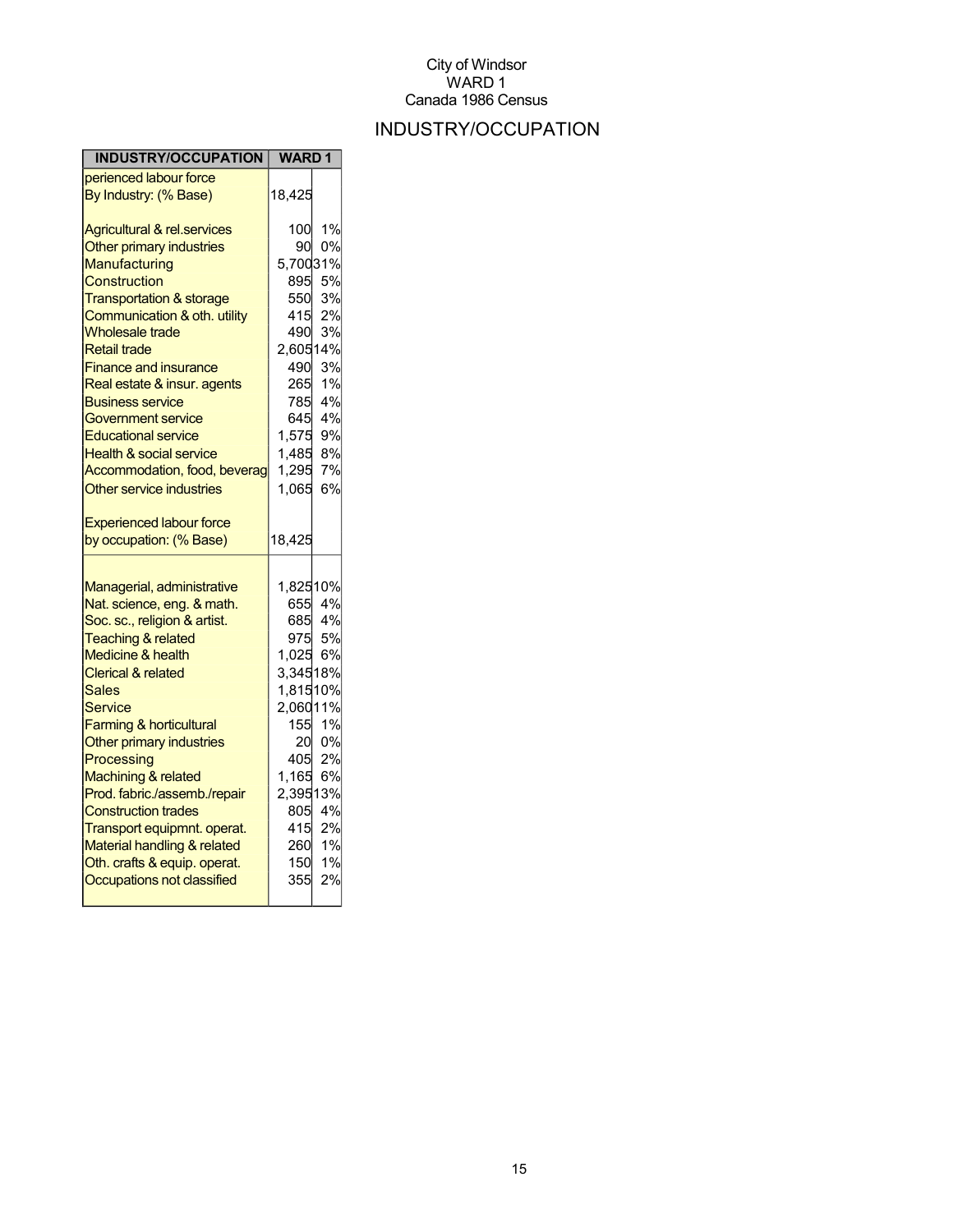City of Windsor
WARD 1
Canada 1986 Census

# INDUSTRY/OCCUPATION

| INDUSTRY/OCCUPATION | WARD 1 | |
|---|---|---|
| perienced labour force By Industry: (% Base) | 18,425 | |
| Agricultural & rel.services | 100 | 1% |
| Other primary industries | 90 | 0% |
| Manufacturing | 5,700 | 31% |
| Construction | 895 | 5% |
| Transportation & storage | 550 | 3% |
| Communication & oth. utility | 415 | 2% |
| Wholesale trade | 490 | 3% |
| Retail trade | 2,605 | 14% |
| Finance and insurance | 490 | 3% |
| Real estate & insur. agents | 265 | 1% |
| Business service | 785 | 4% |
| Government service | 645 | 4% |
| Educational service | 1,575 | 9% |
| Health & social service | 1,485 | 8% |
| Accommodation, food, beverag | 1,295 | 7% |
| Other service industries | 1,065 | 6% |
| Experienced labour force by occupation: (% Base) | 18,425 | |
| Managerial, administrative | 1,825 | 10% |
| Nat. science, eng. & math. | 655 | 4% |
| Soc. sc., religion & artist. | 685 | 4% |
| Teaching & related | 975 | 5% |
| Medicine & health | 1,025 | 6% |
| Clerical & related | 3,345 | 18% |
| Sales | 1,815 | 10% |
| Service | 2,060 | 11% |
| Farming & horticultural | 155 | 1% |
| Other primary industries | 20 | 0% |
| Processing | 405 | 2% |
| Machining & related | 1,165 | 6% |
| Prod. fabric./assemb./repair | 2,395 | 13% |
| Construction trades | 805 | 4% |
| Transport equipmnt. operat. | 415 | 2% |
| Material handling & related | 260 | 1% |
| Oth. crafts & equip. operat. | 150 | 1% |
| Occupations not classified | 355 | 2% |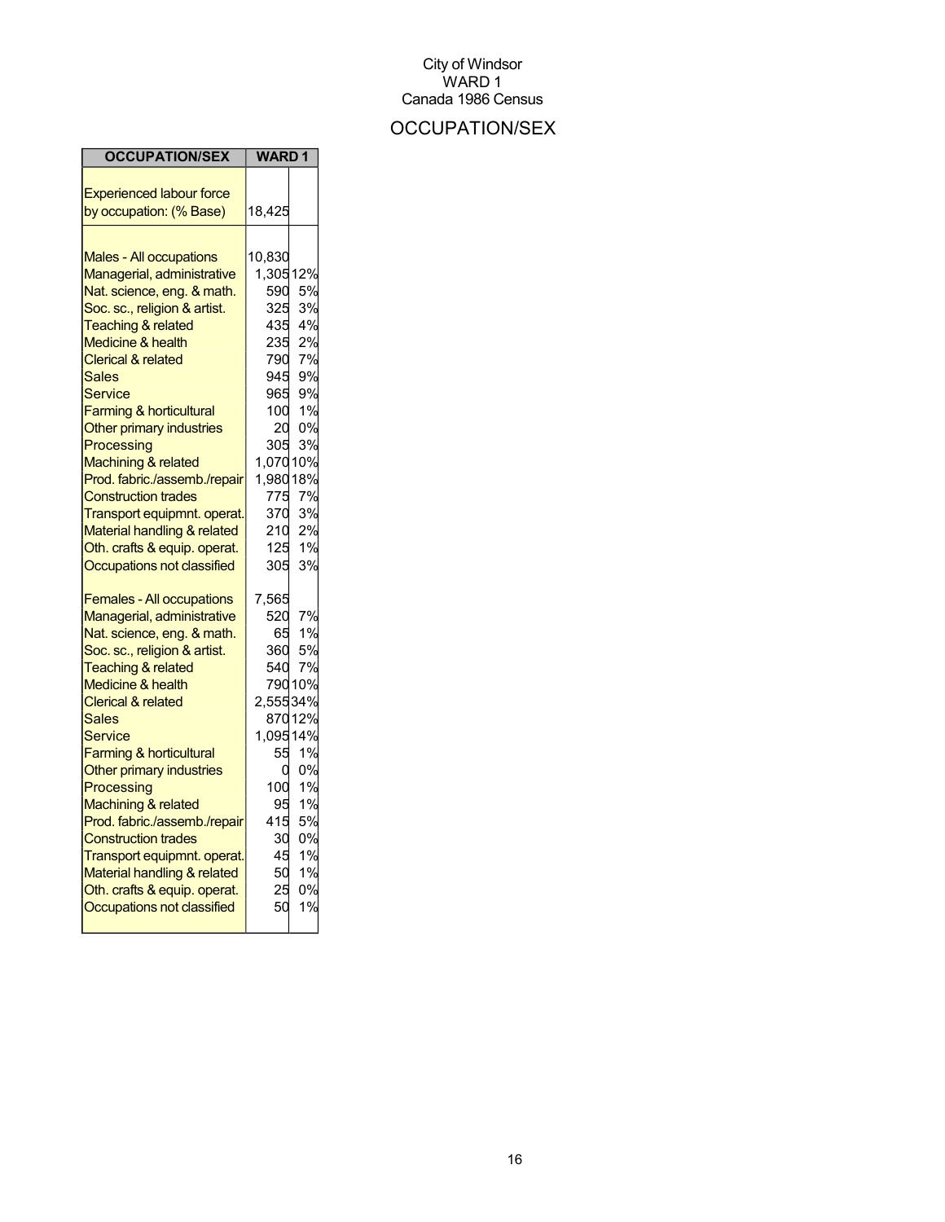City of Windsor
WARD 1
Canada 1986 Census

# OCCUPATION/SEX

| OCCUPATION/SEX | WARD 1 | |
|---|---|---|
| Experienced labour force by occupation: (% Base) | 18,425 | |
| Males - All occupations | 10,830 | |
| Managerial, administrative | 1,305 | 12% |
| Nat. science, eng. & math. | 590 | 5% |
| Soc. sc., religion & artist. | 325 | 3% |
| Teaching & related | 435 | 4% |
| Medicine & health | 235 | 2% |
| Clerical & related | 790 | 7% |
| Sales | 945 | 9% |
| Service | 965 | 9% |
| Farming & horticultural | 100 | 1% |
| Other primary industries | 20 | 0% |
| Processing | 305 | 3% |
| Machining & related | 1,070 | 10% |
| Prod. fabric./assemb./repair | 1,980 | 18% |
| Construction trades | 775 | 7% |
| Transport equipmnt. operat. | 370 | 3% |
| Material handling & related | 210 | 2% |
| Oth. crafts & equip. operat. | 125 | 1% |
| Occupations not classified | 305 | 3% |
| Females - All occupations | 7,565 | |
| Managerial, administrative | 520 | 7% |
| Nat. science, eng. & math. | 65 | 1% |
| Soc. sc., religion & artist. | 360 | 5% |
| Teaching & related | 540 | 7% |
| Medicine & health | 790 | 10% |
| Clerical & related | 2,555 | 34% |
| Sales | 870 | 12% |
| Service | 1,095 | 14% |
| Farming & horticultural | 55 | 1% |
| Other primary industries | 0 | 0% |
| Processing | 100 | 1% |
| Machining & related | 95 | 1% |
| Prod. fabric./assemb./repair | 415 | 5% |
| Construction trades | 30 | 0% |
| Transport equipmnt. operat. | 45 | 1% |
| Material handling & related | 50 | 1% |
| Oth. crafts & equip. operat. | 25 | 0% |
| Occupations not classified | 50 | 1% |